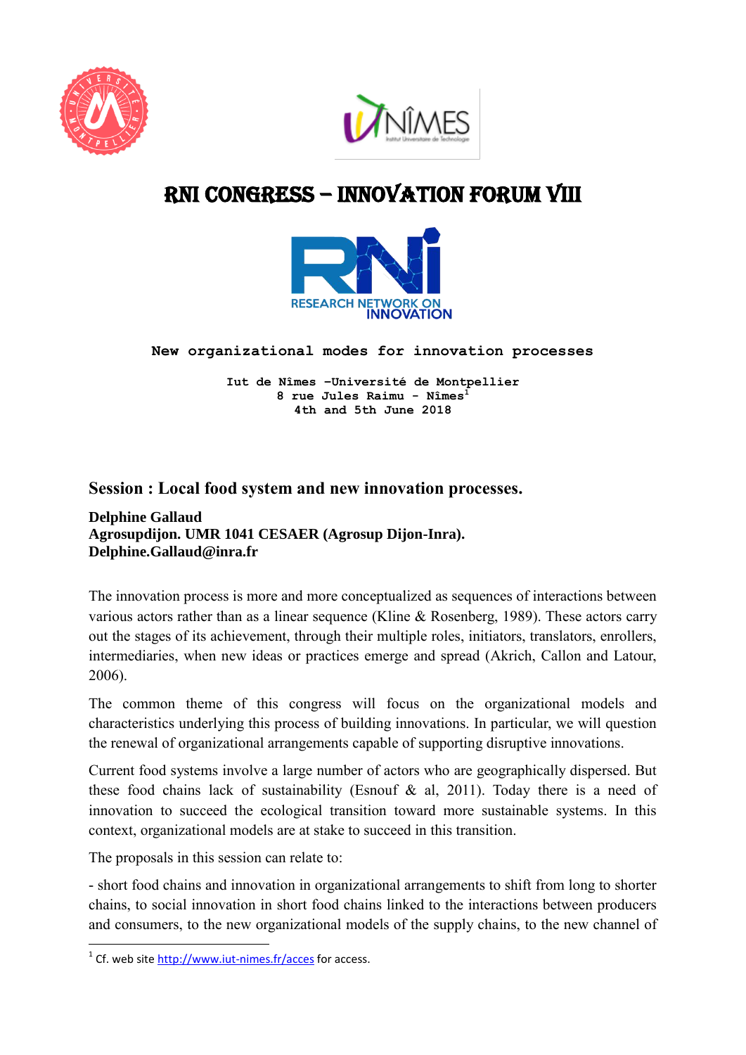# RNI CONGRESS – INNOVATION FORUM VIII

**New organizational modes for innovation processes**

**Iut de Nîmes –Université de Montpellier**
**8 rue Jules Raimu - Nîmes[1]**
**4th and 5th June 2018**

## Session : Local food system and new innovation processes.

**Delphine Gallaud**
**Agrosupdijon. UMR 1041 CESAER (Agrosup Dijon-Inra).**
**Delphine.Gallaud@inra.fr**

The innovation process is more and more conceptualized as sequences of interactions between various actors rather than as a linear sequence (Kline & Rosenberg, 1989). These actors carry out the stages of its achievement, through their multiple roles, initiators, translators, enrollers, intermediaries, when new ideas or practices emerge and spread (Akrich, Callon and Latour, 2006).

The common theme of this congress will focus on the organizational models and characteristics underlying this process of building innovations. In particular, we will question the renewal of organizational arrangements capable of supporting disruptive innovations.

Current food systems involve a large number of actors who are geographically dispersed. But these food chains lack of sustainability (Esnouf & al, 2011). Today there is a need of innovation to succeed the ecological transition toward more sustainable systems. In this context, organizational models are at stake to succeed in this transition.

The proposals in this session can relate to:

- short food chains and innovation in organizational arrangements to shift from long to shorter chains, to social innovation in short food chains linked to the interactions between producers and consumers, to the new organizational models of the supply chains, to the new channel of

[1] Cf. web site http://www.iut-nimes.fr/acces for access.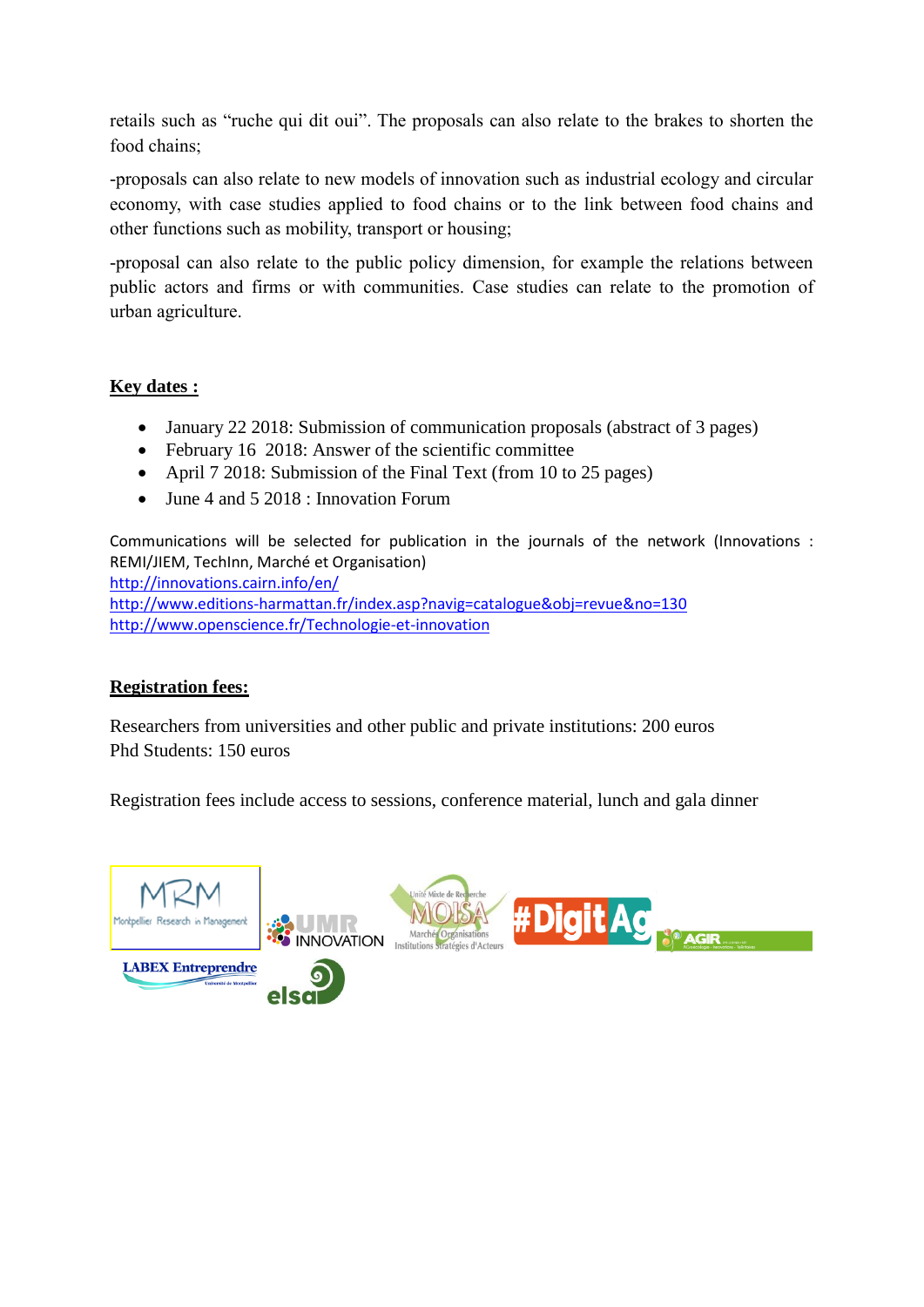retails such as “ruche qui dit oui”. The proposals can also relate to the brakes to shorten the food chains;

-proposals can also relate to new models of innovation such as industrial ecology and circular economy, with case studies applied to food chains or to the link between food chains and other functions such as mobility, transport or housing;

-proposal can also relate to the public policy dimension, for example the relations between public actors and firms or with communities. Case studies can relate to the promotion of urban agriculture.

## Key dates :

- January 22 2018: Submission of communication proposals (abstract of 3 pages)
- February 16 2018: Answer of the scientific committee
- April 7 2018: Submission of the Final Text (from 10 to 25 pages)
- June 4 and 5 2018 : Innovation Forum

Communications will be selected for publication in the journals of the network (Innovations : REMI/JIEM, TechInn, Marché et Organisation)
http://innovations.cairn.info/en/
http://www.editions-harmattan.fr/index.asp?navig=catalogue&obj=revue&no=130
http://www.openscience.fr/Technologie-et-innovation

## Registration fees:

Researchers from universities and other public and private institutions: 200 euros
Phd Students: 150 euros

Registration fees include access to sessions, conference material, lunch and gala dinner